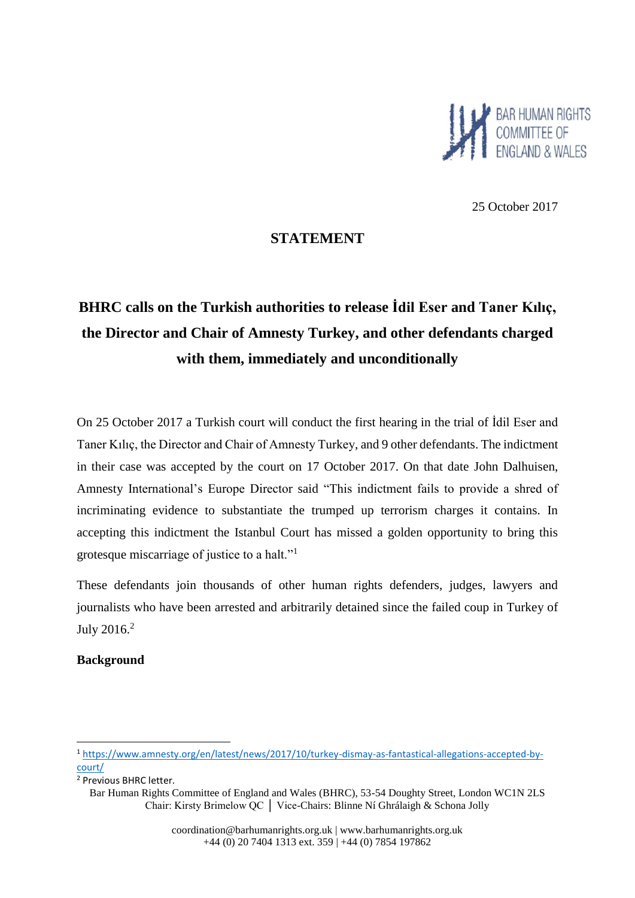BAR HUMAN RIGHTS COMMITTEE OF ENGLAND & WALES

25 October 2017

## STATEMENT

# BHRC calls on the Turkish authorities to release İdil Eser and Taner Kılıç, the Director and Chair of Amnesty Turkey, and other defendants charged with them, immediately and unconditionally

On 25 October 2017 a Turkish court will conduct the first hearing in the trial of İdil Eser and Taner Kılıç, the Director and Chair of Amnesty Turkey, and 9 other defendants. The indictment in their case was accepted by the court on 17 October 2017. On that date John Dalhuisen, Amnesty International's Europe Director said "This indictment fails to provide a shred of incriminating evidence to substantiate the trumped up terrorism charges it contains. In accepting this indictment the Istanbul Court has missed a golden opportunity to bring this grotesque miscarriage of justice to a halt."[1]

These defendants join thousands of other human rights defenders, judges, lawyers and journalists who have been arrested and arbitrarily detained since the failed coup in Turkey of July 2016.[2]

**Background**

[1] https://www.amnesty.org/en/latest/news/2017/10/turkey-dismay-as-fantastical-allegations-accepted-by-court/

[2] Previous BHRC letter.

Bar Human Rights Committee of England and Wales (BHRC), 53-54 Doughty Street, London WC1N 2LS
Chair: Kirsty Brimelow QC │ Vice-Chairs: Blinne Ní Ghrálaigh & Schona Jolly

coordination@barhumanrights.org.uk | www.barhumanrights.org.uk
+44 (0) 20 7404 1313 ext. 359 | +44 (0) 7854 197862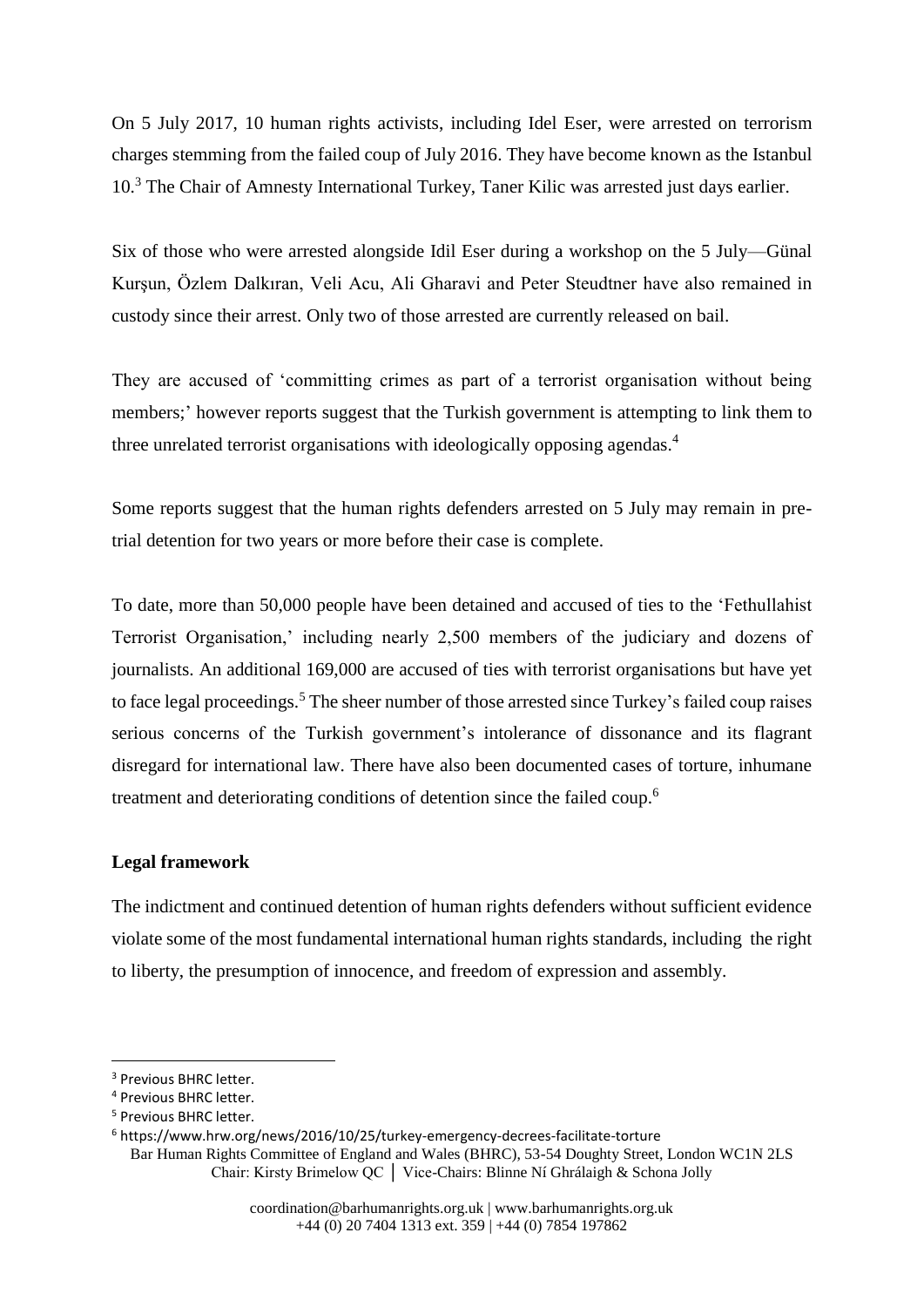On 5 July 2017, 10 human rights activists, including Idel Eser, were arrested on terrorism charges stemming from the failed coup of July 2016. They have become known as the Istanbul 10.[3] The Chair of Amnesty International Turkey, Taner Kilic was arrested just days earlier.

Six of those who were arrested alongside Idil Eser during a workshop on the 5 July—Günal Kurşun, Özlem Dalkıran, Veli Acu, Ali Gharavi and Peter Steudtner have also remained in custody since their arrest. Only two of those arrested are currently released on bail.

They are accused of 'committing crimes as part of a terrorist organisation without being members;' however reports suggest that the Turkish government is attempting to link them to three unrelated terrorist organisations with ideologically opposing agendas.[4]

Some reports suggest that the human rights defenders arrested on 5 July may remain in pre-trial detention for two years or more before their case is complete.

To date, more than 50,000 people have been detained and accused of ties to the 'Fethullahist Terrorist Organisation,' including nearly 2,500 members of the judiciary and dozens of journalists. An additional 169,000 are accused of ties with terrorist organisations but have yet to face legal proceedings.[5] The sheer number of those arrested since Turkey's failed coup raises serious concerns of the Turkish government's intolerance of dissonance and its flagrant disregard for international law. There have also been documented cases of torture, inhumane treatment and deteriorating conditions of detention since the failed coup.[6]

**Legal framework**

The indictment and continued detention of human rights defenders without sufficient evidence violate some of the most fundamental international human rights standards, including the right to liberty, the presumption of innocence, and freedom of expression and assembly.

[3] Previous BHRC letter.

[4] Previous BHRC letter.

[5] Previous BHRC letter.

[6] https://www.hrw.org/news/2016/10/25/turkey-emergency-decrees-facilitate-torture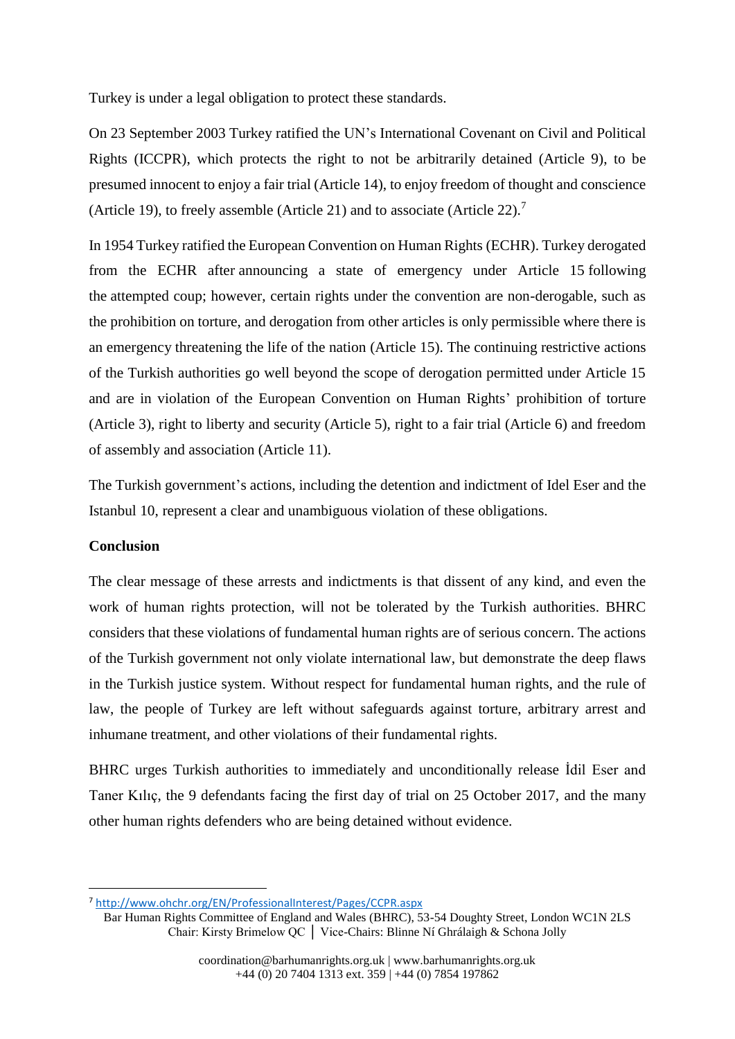Turkey is under a legal obligation to protect these standards.

On 23 September 2003 Turkey ratified the UN's International Covenant on Civil and Political Rights (ICCPR), which protects the right to not be arbitrarily detained (Article 9), to be presumed innocent to enjoy a fair trial (Article 14), to enjoy freedom of thought and conscience (Article 19), to freely assemble (Article 21) and to associate (Article 22).[7]

In 1954 Turkey ratified the European Convention on Human Rights (ECHR). Turkey derogated from the ECHR after announcing a state of emergency under Article 15 following the attempted coup; however, certain rights under the convention are non-derogable, such as the prohibition on torture, and derogation from other articles is only permissible where there is an emergency threatening the life of the nation (Article 15). The continuing restrictive actions of the Turkish authorities go well beyond the scope of derogation permitted under Article 15 and are in violation of the European Convention on Human Rights' prohibition of torture (Article 3), right to liberty and security (Article 5), right to a fair trial (Article 6) and freedom of assembly and association (Article 11).

The Turkish government's actions, including the detention and indictment of Idel Eser and the Istanbul 10, represent a clear and unambiguous violation of these obligations.

**Conclusion**

The clear message of these arrests and indictments is that dissent of any kind, and even the work of human rights protection, will not be tolerated by the Turkish authorities. BHRC considers that these violations of fundamental human rights are of serious concern. The actions of the Turkish government not only violate international law, but demonstrate the deep flaws in the Turkish justice system. Without respect for fundamental human rights, and the rule of law, the people of Turkey are left without safeguards against torture, arbitrary arrest and inhumane treatment, and other violations of their fundamental rights.

BHRC urges Turkish authorities to immediately and unconditionally release İdil Eser and Taner Kılıç, the 9 defendants facing the first day of trial on 25 October 2017, and the many other human rights defenders who are being detained without evidence.

---

[7] http://www.ohchr.org/EN/ProfessionalInterest/Pages/CCPR.aspx

Bar Human Rights Committee of England and Wales (BHRC), 53-54 Doughty Street, London WC1N 2LS
Chair: Kirsty Brimelow QC │ Vice-Chairs: Blinne Ní Ghrálaigh & Schona Jolly

coordination@barhumanrights.org.uk | www.barhumanrights.org.uk
+44 (0) 20 7404 1313 ext. 359 | +44 (0) 7854 197862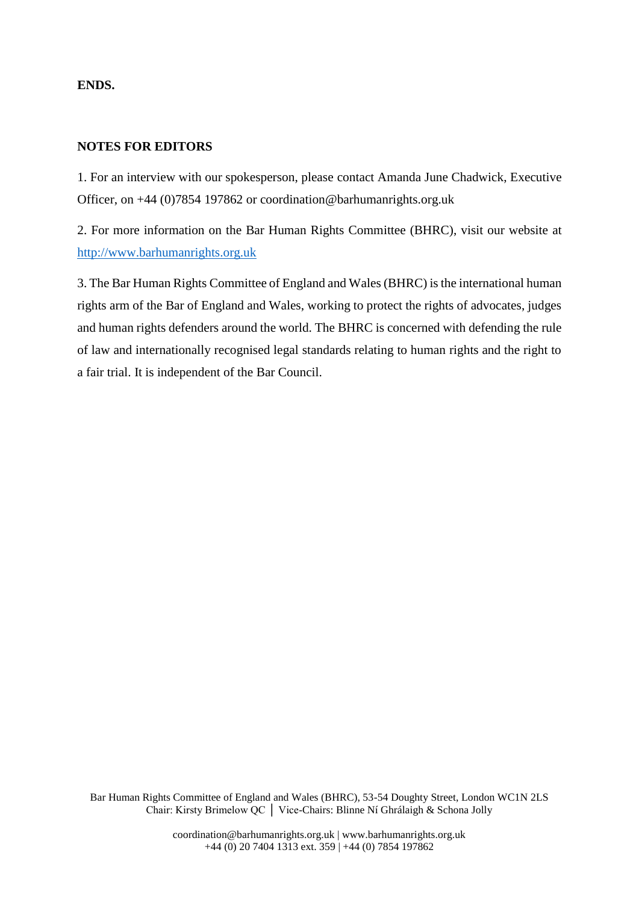**ENDS.**

**NOTES FOR EDITORS**

1. For an interview with our spokesperson, please contact Amanda June Chadwick, Executive Officer, on +44 (0)7854 197862 or coordination@barhumanrights.org.uk

2. For more information on the Bar Human Rights Committee (BHRC), visit our website at [http://www.barhumanrights.org.uk](http://www.barhumanrights.org.uk)

3. The Bar Human Rights Committee of England and Wales (BHRC) is the international human rights arm of the Bar of England and Wales, working to protect the rights of advocates, judges and human rights defenders around the world. The BHRC is concerned with defending the rule of law and internationally recognised legal standards relating to human rights and the right to a fair trial. It is independent of the Bar Council.